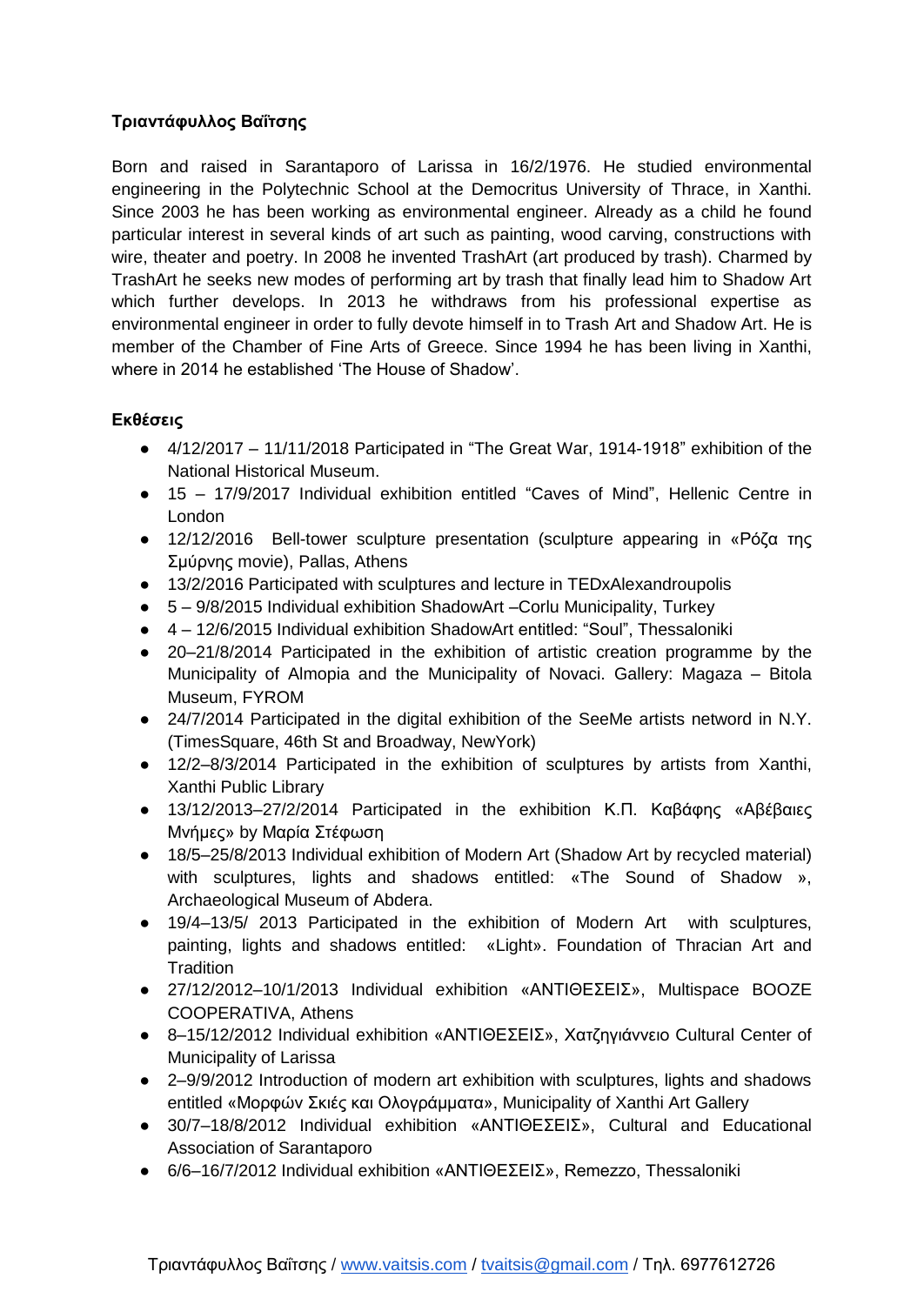**Τριαντάφυλλος Βαΐτσης**

Born and raised in Sarantaporo of Larissa in 16/2/1976. He studied environmental engineering in the Polytechnic School at the Democritus University of Thrace, in Xanthi. Since 2003 he has been working as environmental engineer. Already as a child he found particular interest in several kinds of art such as painting, wood carving, constructions with wire, theater and poetry. In 2008 he invented TrashArt (art produced by trash). Charmed by TrashArt he seeks new modes of performing art by trash that finally lead him to Shadow Art which further develops. In 2013 he withdraws from his professional expertise as environmental engineer in order to fully devote himself in to Trash Art and Shadow Art. He is member of the Chamber of Fine Arts of Greece. Since 1994 he has been living in Xanthi, where in 2014 he established 'The House of Shadow'.

**Εκθέσεις**

- 4/12/2017 – 11/11/2018 Participated in "The Great War, 1914-1918" exhibition of the National Historical Museum.
- 15 – 17/9/2017 Individual exhibition entitled "Caves of Mind", Hellenic Centre in London
- 12/12/2016 Bell-tower sculpture presentation (sculpture appearing in «Ρόζα της Σμύρνης movie), Pallas, Athens
- 13/2/2016 Participated with sculptures and lecture in TEDxAlexandroupolis
- 5 – 9/8/2015 Individual exhibition ShadowArt –Corlu Municipality, Turkey
- 4 – 12/6/2015 Individual exhibition ShadowArt entitled: "Soul", Thessaloniki
- 20–21/8/2014 Participated in the exhibition of artistic creation programme by the Municipality of Almopia and the Municipality of Novaci. Gallery: Magaza – Bitola Museum, FYROM
- 24/7/2014 Participated in the digital exhibition of the SeeMe artists netword in N.Y. (TimesSquare, 46th St and Broadway, NewYork)
- 12/2–8/3/2014 Participated in the exhibition of sculptures by artists from Xanthi, Xanthi Public Library
- 13/12/2013–27/2/2014 Participated in the exhibition Κ.Π. Καβάφης «Αβέβαιες Μνήμες» by Μαρία Στέφωση
- 18/5–25/8/2013 Individual exhibition of Modern Art (Shadow Art by recycled material) with sculptures, lights and shadows entitled: «The Sound of Shadow », Archaeological Museum of Abdera.
- 19/4–13/5/ 2013 Participated in the exhibition of Modern Art with sculptures, painting, lights and shadows entitled: «Light». Foundation of Thracian Art and Tradition
- 27/12/2012–10/1/2013 Individual exhibition «ΑΝΤΙΘΕΣΕΙΣ», Multispace BOOZE COOPERATIVA, Athens
- 8–15/12/2012 Individual exhibition «ΑΝΤΙΘΕΣΕΙΣ», Χατζηγιάννειο Cultural Center of Municipality of Larissa
- 2–9/9/2012 Introduction of modern art exhibition with sculptures, lights and shadows entitled «Μορφών Σκιές και Ολογράμματα», Municipality of Xanthi Art Gallery
- 30/7–18/8/2012 Individual exhibition «ΑΝΤΙΘΕΣΕΙΣ», Cultural and Educational Association of Sarantaporo
- 6/6–16/7/2012 Individual exhibition «ΑΝΤΙΘΕΣΕΙΣ», Remezzo, Thessaloniki

Τριαντάφυλλος Βαΐτσης / www.vaitsis.com / tvaitsis@gmail.com / Τηλ. 6977612726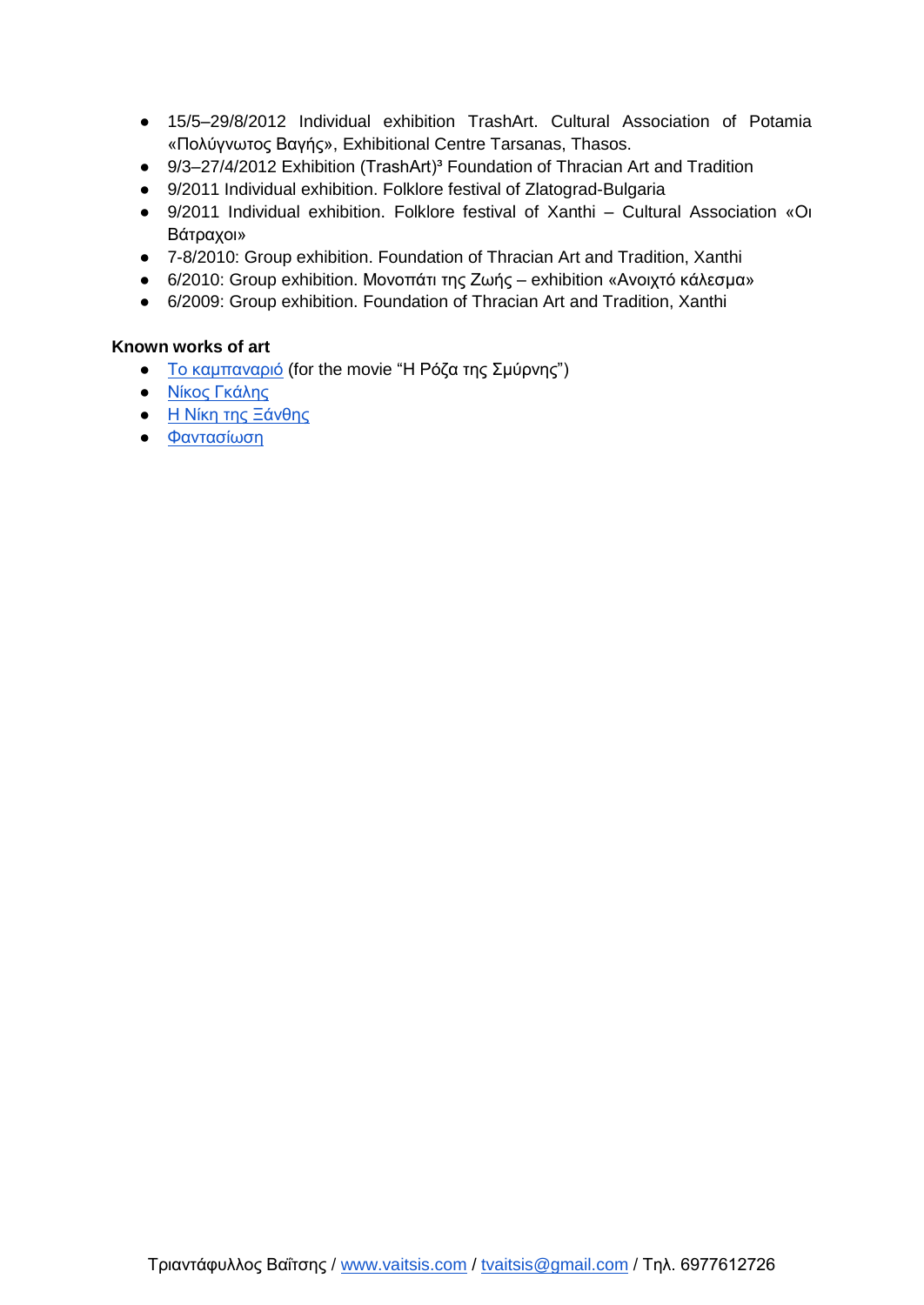- 15/5–29/8/2012 Individual exhibition TrashArt. Cultural Association of Potamia «Πολύγνωτος Βαγής», Exhibitional Centre Tarsanas, Thasos.
- 9/3–27/4/2012 Exhibition (TrashArt)$^3$ Foundation of Thracian Art and Tradition
- 9/2011 Individual exhibition. Folklore festival of Zlatograd-Bulgaria
- 9/2011 Individual exhibition. Folklore festival of Xanthi – Cultural Association «Οι Βάτραχοι»
- 7-8/2010: Group exhibition. Foundation of Thracian Art and Tradition, Xanthi
- 6/2010: Group exhibition. Μονοπάτι της Ζωής – exhibition «Ανοιχτό κάλεσμα»
- 6/2009: Group exhibition. Foundation of Thracian Art and Tradition, Xanthi

**Known works of art**

- Το καμπαναριό (for the movie "Η Ρόζα της Σμύρνης")
- Νίκος Γκάλης
- Η Νίκη της Ξάνθης
- Φαντασίωση